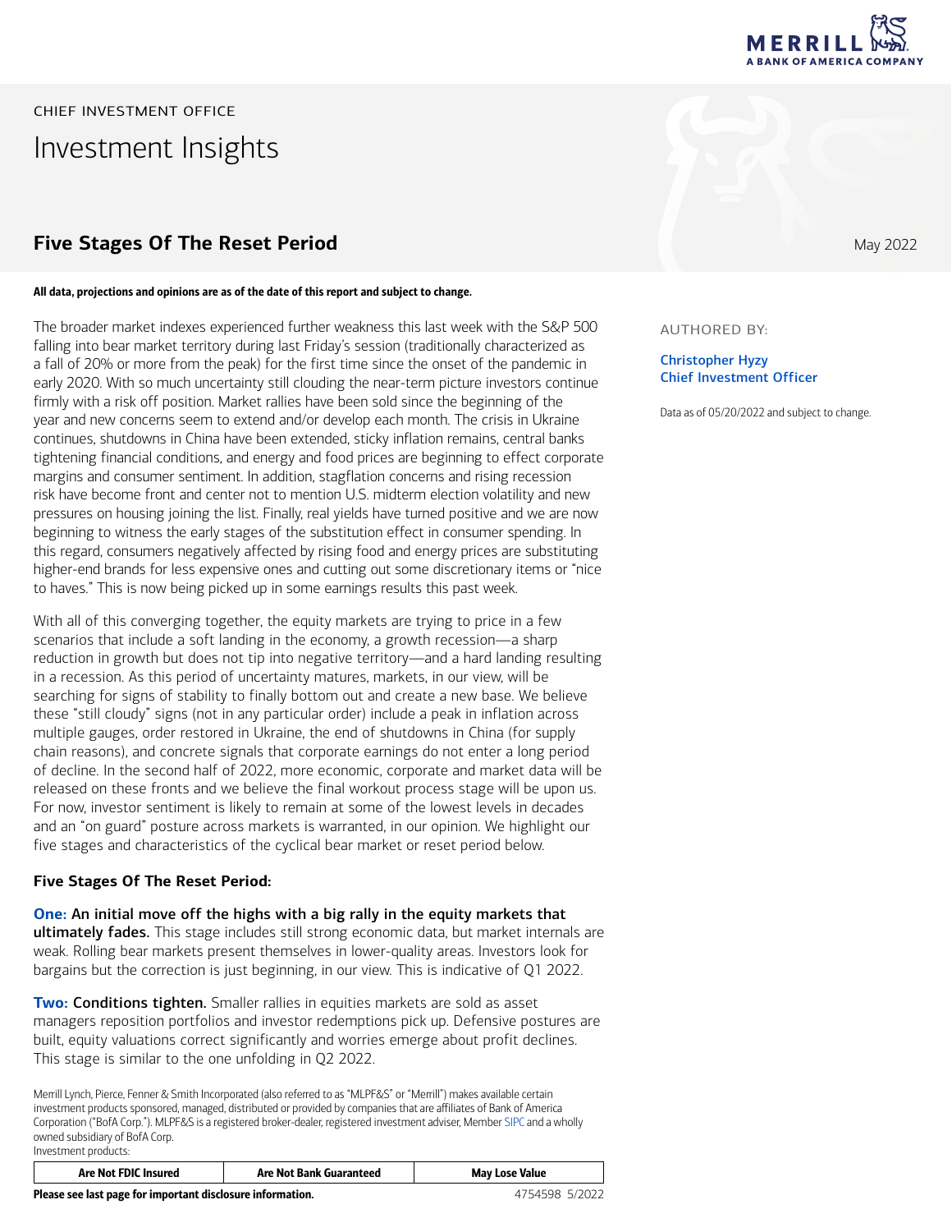CHIEF INVESTMENT OFFICE

# Investment Insights

## Five Stages Of The Reset Period

May 2022

AUTHORED BY:

**Christopher Hyzy**
**Chief Investment Officer**

Data as of 05/20/2022 and subject to change.

**All data, projections and opinions are as of the date of this report and subject to change.**

The broader market indexes experienced further weakness this last week with the S&P 500 falling into bear market territory during last Friday's session (traditionally characterized as a fall of 20% or more from the peak) for the first time since the onset of the pandemic in early 2020. With so much uncertainty still clouding the near-term picture investors continue firmly with a risk off position. Market rallies have been sold since the beginning of the year and new concerns seem to extend and/or develop each month. The crisis in Ukraine continues, shutdowns in China have been extended, sticky inflation remains, central banks tightening financial conditions, and energy and food prices are beginning to effect corporate margins and consumer sentiment. In addition, stagflation concerns and rising recession risk have become front and center not to mention U.S. midterm election volatility and new pressures on housing joining the list. Finally, real yields have turned positive and we are now beginning to witness the early stages of the substitution effect in consumer spending. In this regard, consumers negatively affected by rising food and energy prices are substituting higher-end brands for less expensive ones and cutting out some discretionary items or "nice to haves." This is now being picked up in some earnings results this past week.

With all of this converging together, the equity markets are trying to price in a few scenarios that include a soft landing in the economy, a growth recession—a sharp reduction in growth but does not tip into negative territory—and a hard landing resulting in a recession. As this period of uncertainty matures, markets, in our view, will be searching for signs of stability to finally bottom out and create a new base. We believe these "still cloudy" signs (not in any particular order) include a peak in inflation across multiple gauges, order restored in Ukraine, the end of shutdowns in China (for supply chain reasons), and concrete signals that corporate earnings do not enter a long period of decline. In the second half of 2022, more economic, corporate and market data will be released on these fronts and we believe the final workout process stage will be upon us. For now, investor sentiment is likely to remain at some of the lowest levels in decades and an "on guard" posture across markets is warranted, in our opinion. We highlight our five stages and characteristics of the cyclical bear market or reset period below.

### Five Stages Of The Reset Period:

**One: An initial move off the highs with a big rally in the equity markets that ultimately fades.** This stage includes still strong economic data, but market internals are weak. Rolling bear markets present themselves in lower-quality areas. Investors look for bargains but the correction is just beginning, in our view. This is indicative of Q1 2022.

**Two: Conditions tighten.** Smaller rallies in equities markets are sold as asset managers reposition portfolios and investor redemptions pick up. Defensive postures are built, equity valuations correct significantly and worries emerge about profit declines. This stage is similar to the one unfolding in Q2 2022.

Merrill Lynch, Pierce, Fenner & Smith Incorporated (also referred to as "MLPF&S" or "Merrill") makes available certain investment products sponsored, managed, distributed or provided by companies that are affiliates of Bank of America Corporation ("BofA Corp."). MLPF&S is a registered broker-dealer, registered investment adviser, Member SIPC and a wholly owned subsidiary of BofA Corp.
Investment products:

| Are Not FDIC Insured | Are Not Bank Guaranteed | May Lose Value |
|---|---|---|

**Please see last page for important disclosure information.** 4754598 5/2022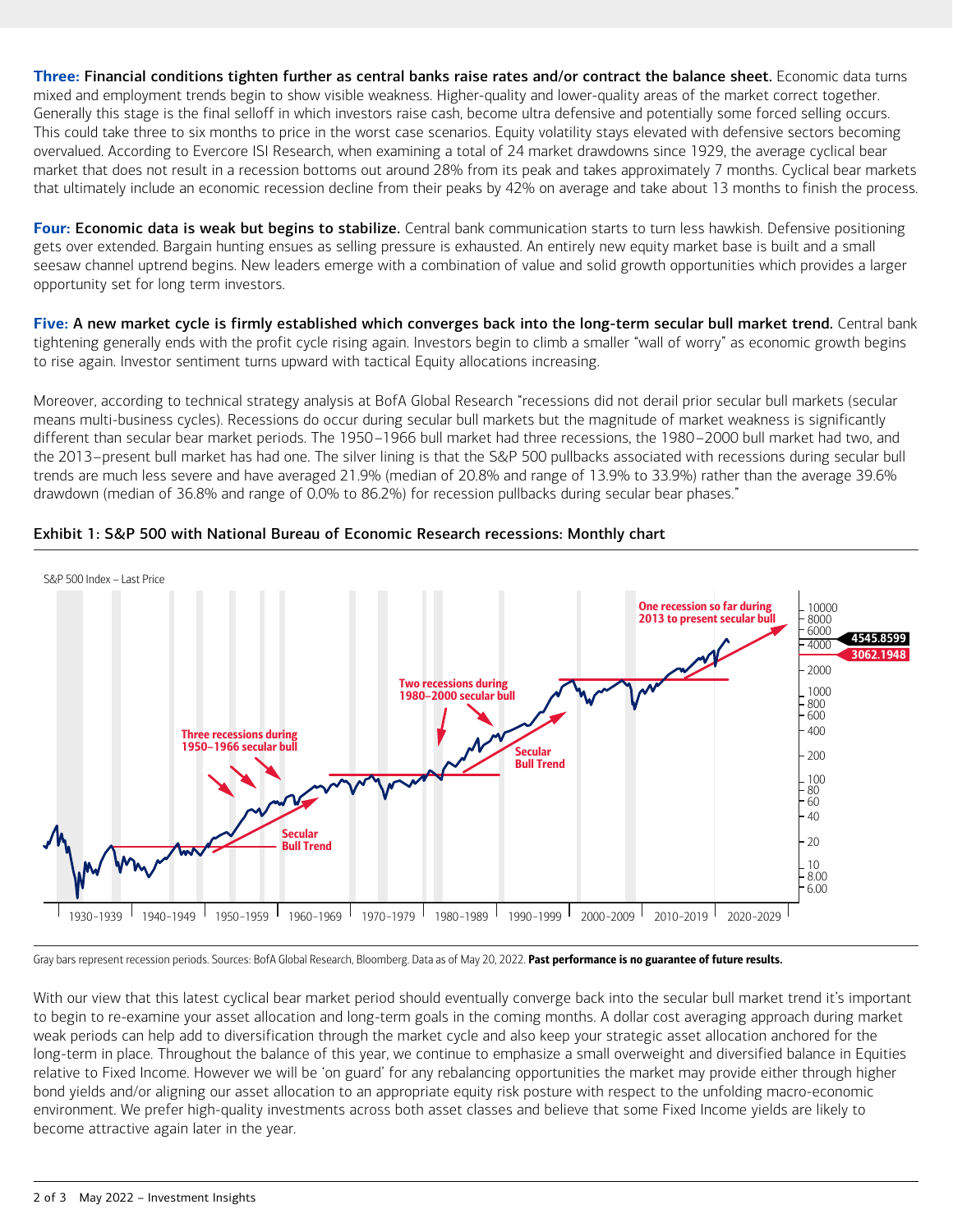**Three: Financial conditions tighten further as central banks raise rates and/or contract the balance sheet.** Economic data turns mixed and employment trends begin to show visible weakness. Higher-quality and lower-quality areas of the market correct together. Generally this stage is the final selloff in which investors raise cash, become ultra defensive and potentially some forced selling occurs. This could take three to six months to price in the worst case scenarios. Equity volatility stays elevated with defensive sectors becoming overvalued. According to Evercore ISI Research, when examining a total of 24 market drawdowns since 1929, the average cyclical bear market that does not result in a recession bottoms out around 28% from its peak and takes approximately 7 months. Cyclical bear markets that ultimately include an economic recession decline from their peaks by 42% on average and take about 13 months to finish the process.

**Four: Economic data is weak but begins to stabilize.** Central bank communication starts to turn less hawkish. Defensive positioning gets over extended. Bargain hunting ensues as selling pressure is exhausted. An entirely new equity market base is built and a small seesaw channel uptrend begins. New leaders emerge with a combination of value and solid growth opportunities which provides a larger opportunity set for long term investors.

**Five: A new market cycle is firmly established which converges back into the long-term secular bull market trend.** Central bank tightening generally ends with the profit cycle rising again. Investors begin to climb a smaller "wall of worry" as economic growth begins to rise again. Investor sentiment turns upward with tactical Equity allocations increasing.

Moreover, according to technical strategy analysis at BofA Global Research "recessions did not derail prior secular bull markets (secular means multi-business cycles). Recessions do occur during secular bull markets but the magnitude of market weakness is significantly different than secular bear market periods. The 1950–1966 bull market had three recessions, the 1980–2000 bull market had two, and the 2013–present bull market has had one. The silver lining is that the S&P 500 pullbacks associated with recessions during secular bull trends are much less severe and have averaged 21.9% (median of 20.8% and range of 13.9% to 33.9%) rather than the average 39.6% drawdown (median of 36.8% and range of 0.0% to 86.2%) for recession pullbacks during secular bear phases."

**Exhibit 1: S&P 500 with National Bureau of Economic Research recessions: Monthly chart**

Gray bars represent recession periods. Sources: BofA Global Research, Bloomberg. Data as of May 20, 2022. **Past performance is no guarantee of future results.**

With our view that this latest cyclical bear market period should eventually converge back into the secular bull market trend it's important to begin to re-examine your asset allocation and long-term goals in the coming months. A dollar cost averaging approach during market weak periods can help add to diversification through the market cycle and also keep your strategic asset allocation anchored for the long-term in place. Throughout the balance of this year, we continue to emphasize a small overweight and diversified balance in Equities relative to Fixed Income. However we will be 'on guard' for any rebalancing opportunities the market may provide either through higher bond yields and/or aligning our asset allocation to an appropriate equity risk posture with respect to the unfolding macro-economic environment. We prefer high-quality investments across both asset classes and believe that some Fixed Income yields are likely to become attractive again later in the year.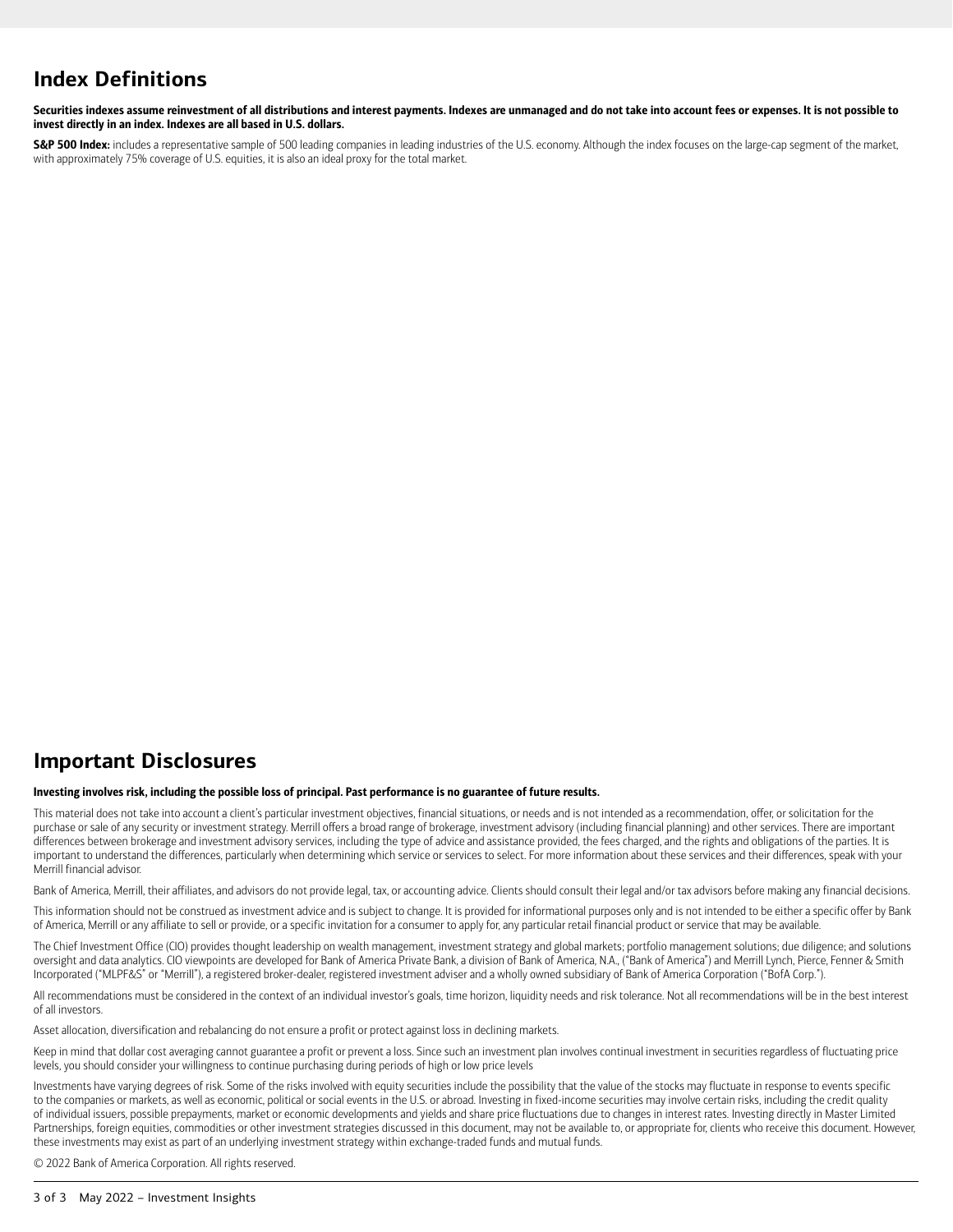## Index Definitions

**Securities indexes assume reinvestment of all distributions and interest payments. Indexes are unmanaged and do not take into account fees or expenses. It is not possible to invest directly in an index. Indexes are all based in U.S. dollars.**

**S&P 500 Index:** includes a representative sample of 500 leading companies in leading industries of the U.S. economy. Although the index focuses on the large-cap segment of the market, with approximately 75% coverage of U.S. equities, it is also an ideal proxy for the total market.

## Important Disclosures

**Investing involves risk, including the possible loss of principal. Past performance is no guarantee of future results.**

This material does not take into account a client's particular investment objectives, financial situations, or needs and is not intended as a recommendation, offer, or solicitation for the purchase or sale of any security or investment strategy. Merrill offers a broad range of brokerage, investment advisory (including financial planning) and other services. There are important differences between brokerage and investment advisory services, including the type of advice and assistance provided, the fees charged, and the rights and obligations of the parties. It is important to understand the differences, particularly when determining which service or services to select. For more information about these services and their differences, speak with your Merrill financial advisor.

Bank of America, Merrill, their affiliates, and advisors do not provide legal, tax, or accounting advice. Clients should consult their legal and/or tax advisors before making any financial decisions.

This information should not be construed as investment advice and is subject to change. It is provided for informational purposes only and is not intended to be either a specific offer by Bank of America, Merrill or any affiliate to sell or provide, or a specific invitation for a consumer to apply for, any particular retail financial product or service that may be available.

The Chief Investment Office (CIO) provides thought leadership on wealth management, investment strategy and global markets; portfolio management solutions; due diligence; and solutions oversight and data analytics. CIO viewpoints are developed for Bank of America Private Bank, a division of Bank of America, N.A., ("Bank of America") and Merrill Lynch, Pierce, Fenner & Smith Incorporated ("MLPF&S" or "Merrill"), a registered broker-dealer, registered investment adviser and a wholly owned subsidiary of Bank of America Corporation ("BofA Corp.").

All recommendations must be considered in the context of an individual investor's goals, time horizon, liquidity needs and risk tolerance. Not all recommendations will be in the best interest of all investors.

Asset allocation, diversification and rebalancing do not ensure a profit or protect against loss in declining markets.

Keep in mind that dollar cost averaging cannot guarantee a profit or prevent a loss. Since such an investment plan involves continual investment in securities regardless of fluctuating price levels, you should consider your willingness to continue purchasing during periods of high or low price levels

Investments have varying degrees of risk. Some of the risks involved with equity securities include the possibility that the value of the stocks may fluctuate in response to events specific to the companies or markets, as well as economic, political or social events in the U.S. or abroad. Investing in fixed-income securities may involve certain risks, including the credit quality of individual issuers, possible prepayments, market or economic developments and yields and share price fluctuations due to changes in interest rates. Investing directly in Master Limited Partnerships, foreign equities, commodities or other investment strategies discussed in this document, may not be available to, or appropriate for, clients who receive this document. However, these investments may exist as part of an underlying investment strategy within exchange-traded funds and mutual funds.

© 2022 Bank of America Corporation. All rights reserved.